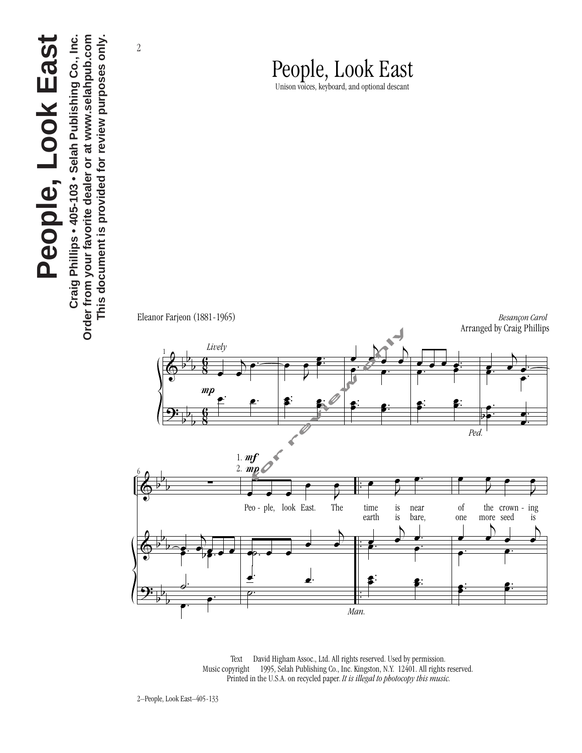# People, Look East

Unison voices, keyboard, and optional descant

Eleanor Farjeon (1881-1965)

*Besançon Carol*
Arranged by Craig Phillips

*Lively*

Peo - ple, look East. The time is near of the crown - ing
earth is bare, one more seed is

Text David Higham Assoc., Ltd. All rights reserved. Used by permission.
Music copyright 1995, Selah Publishing Co., Inc. Kingston, N.Y. 12401. All rights reserved.
Printed in the U.S.A. on recycled paper. *It is illegal to photocopy this music.*

**People, Look East**
**Craig Phillips • 405-103 • Selah Publishing Co., Inc.**
**Order from your favorite dealer or at www.selahpub.com**
**This document is provided for review purposes only.**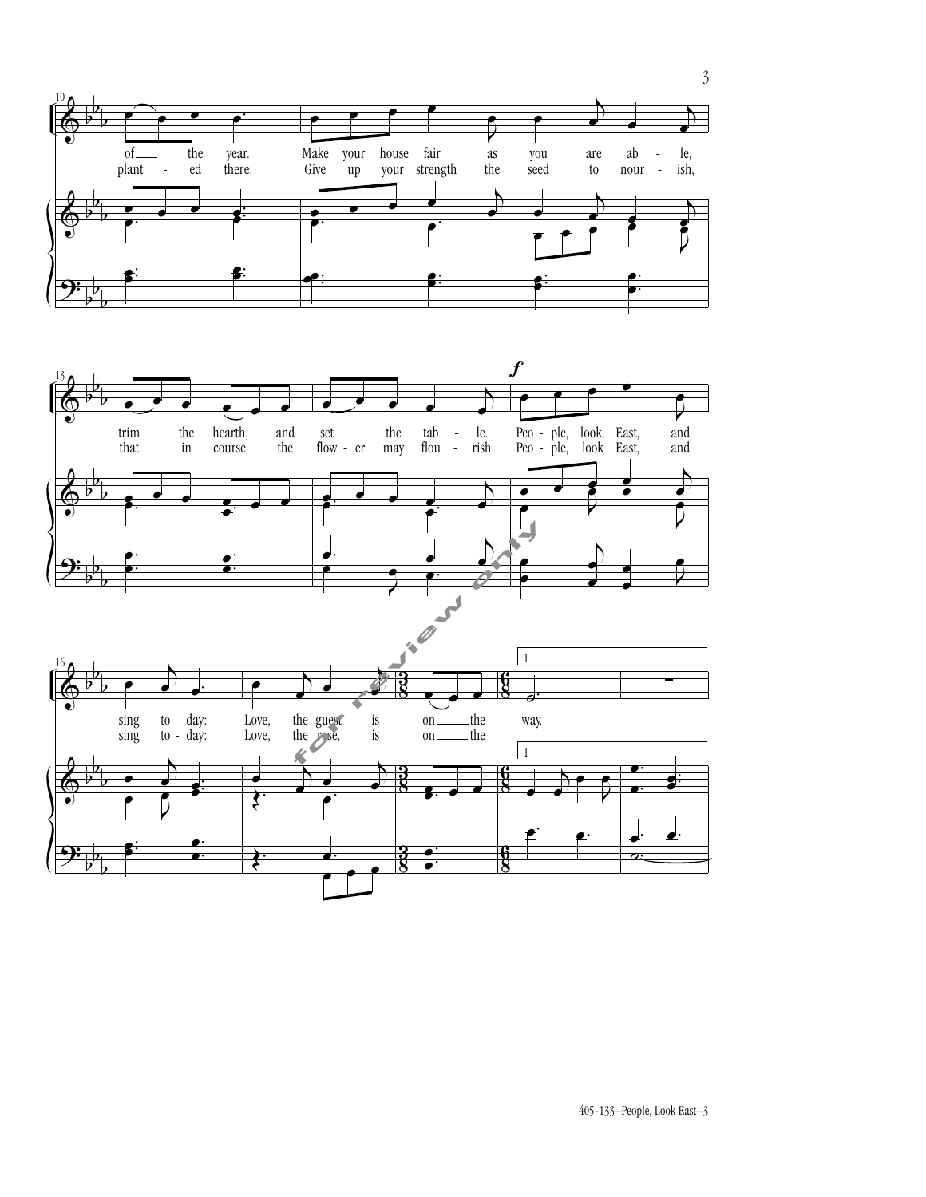of the year. Make your house fair as you are ab - le,
plant - ed there: Give up your strength the seed to nour - ish,

trim the hearth, and set the tab - le. Peo - ple, look, East, and
that in course the flow - er may flou - rish. Peo - ple, look East, and

sing to - day: Love, the guest is on the way.
sing to - day: Love, the rose, is on the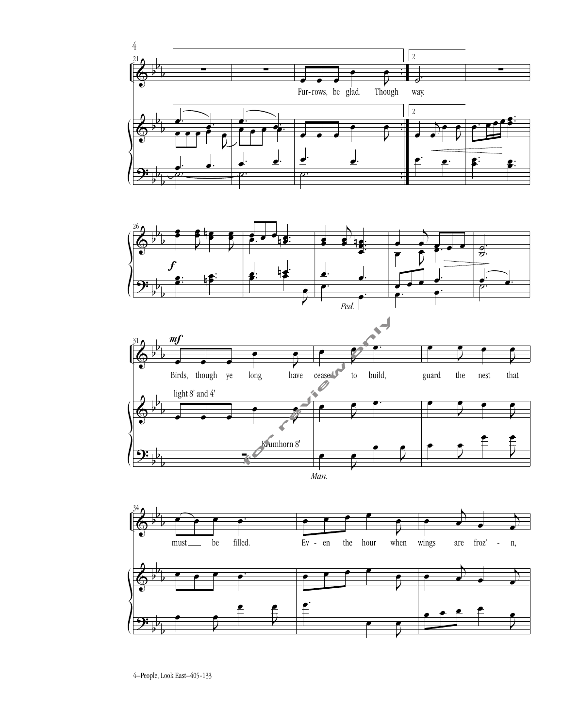Fur-rows, be glad. Though way.

*f*

*Ped.*

*mf*

Birds, though ye long have ceased to build, guard the nest that

light 8' and 4'

Krumhorn 8'

*Man.*

must ___ be filled. Ev - en the hour when wings are froz' - n,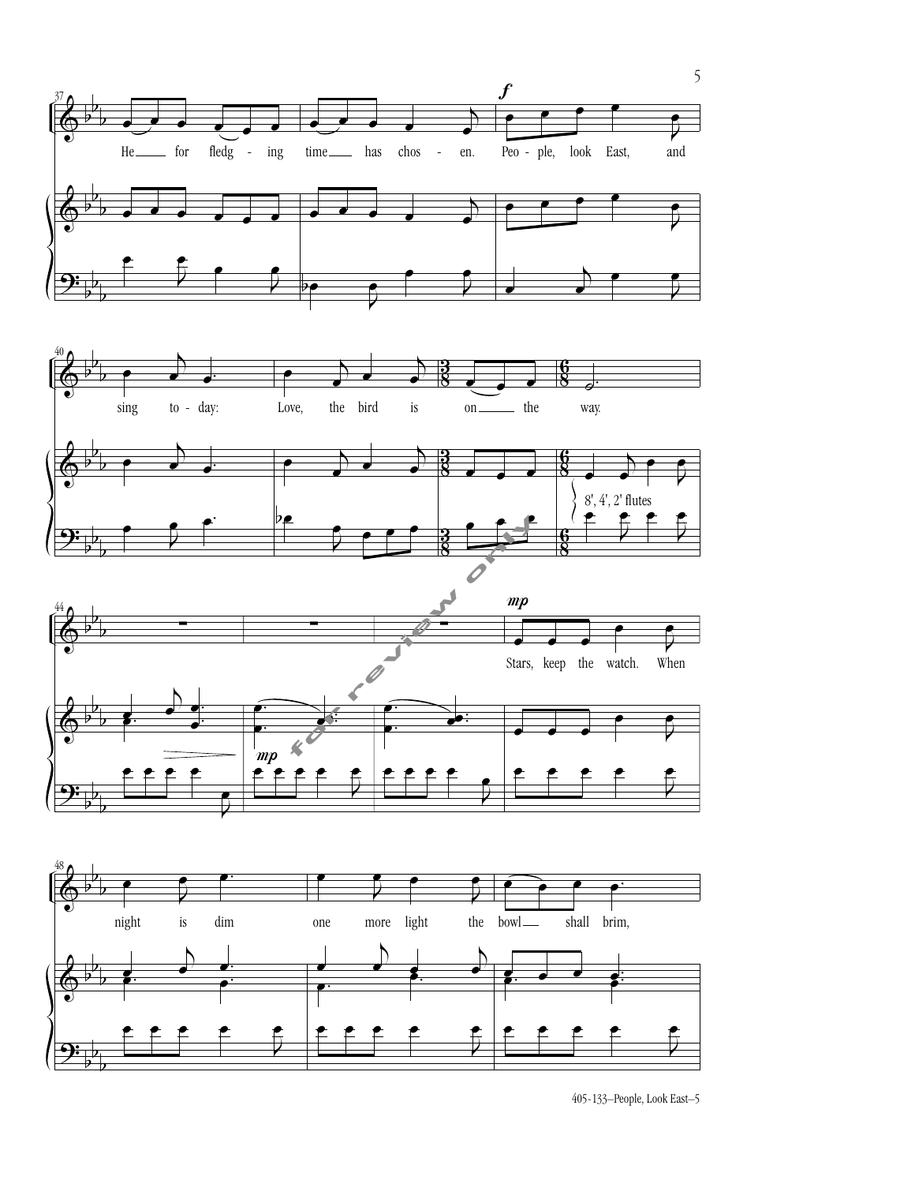He for fledg - ing time has chos - en. ***f*** Peo - ple, look East, and

sing to - day: Love, the bird is on the way.

8', 4', 2' flutes

***mp***

***mp*** Stars, keep the watch. When

night is dim one more light the bowl shall brim,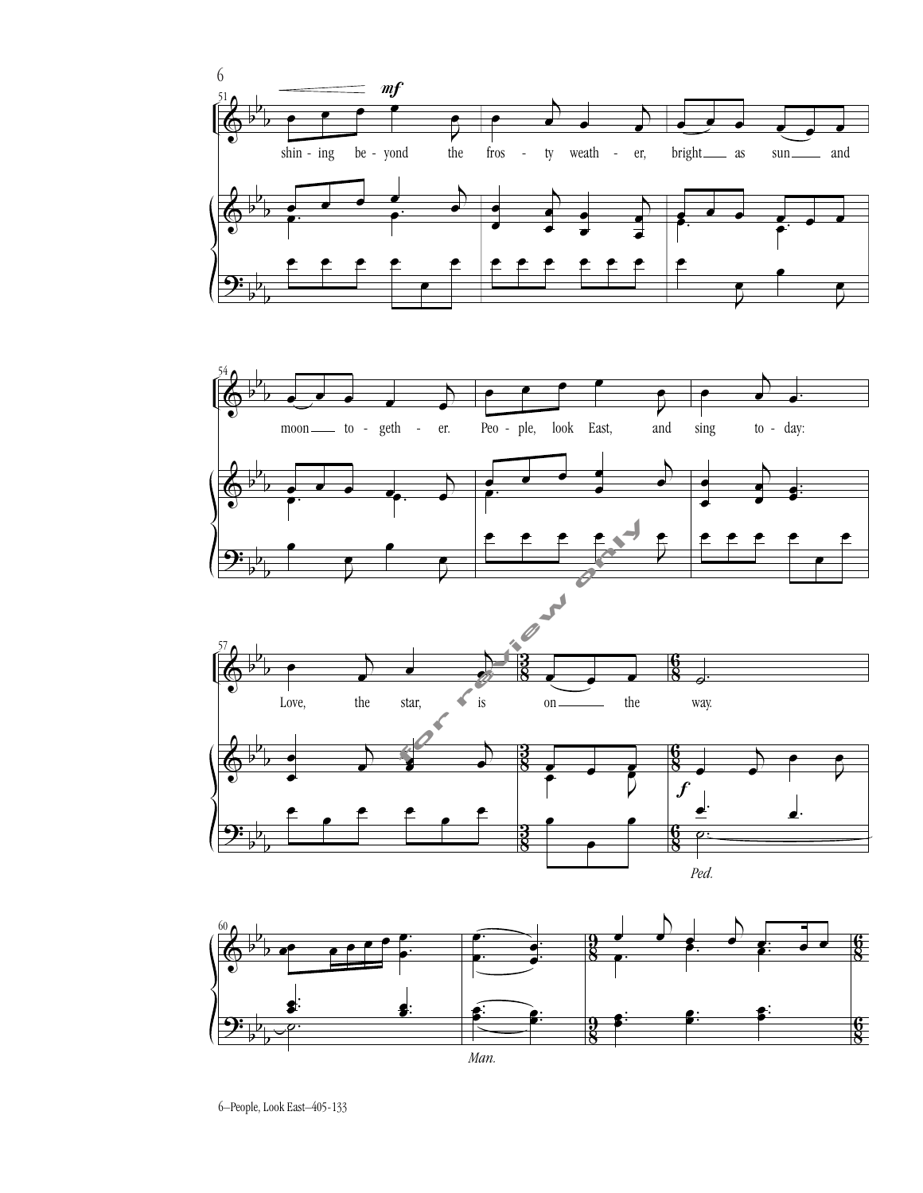shin - ing be - yond the fros - ty weath - er, bright as sun and

moon to - geth - er. Peo - ple, look East, and sing to - day:

Love, the star, is on the way.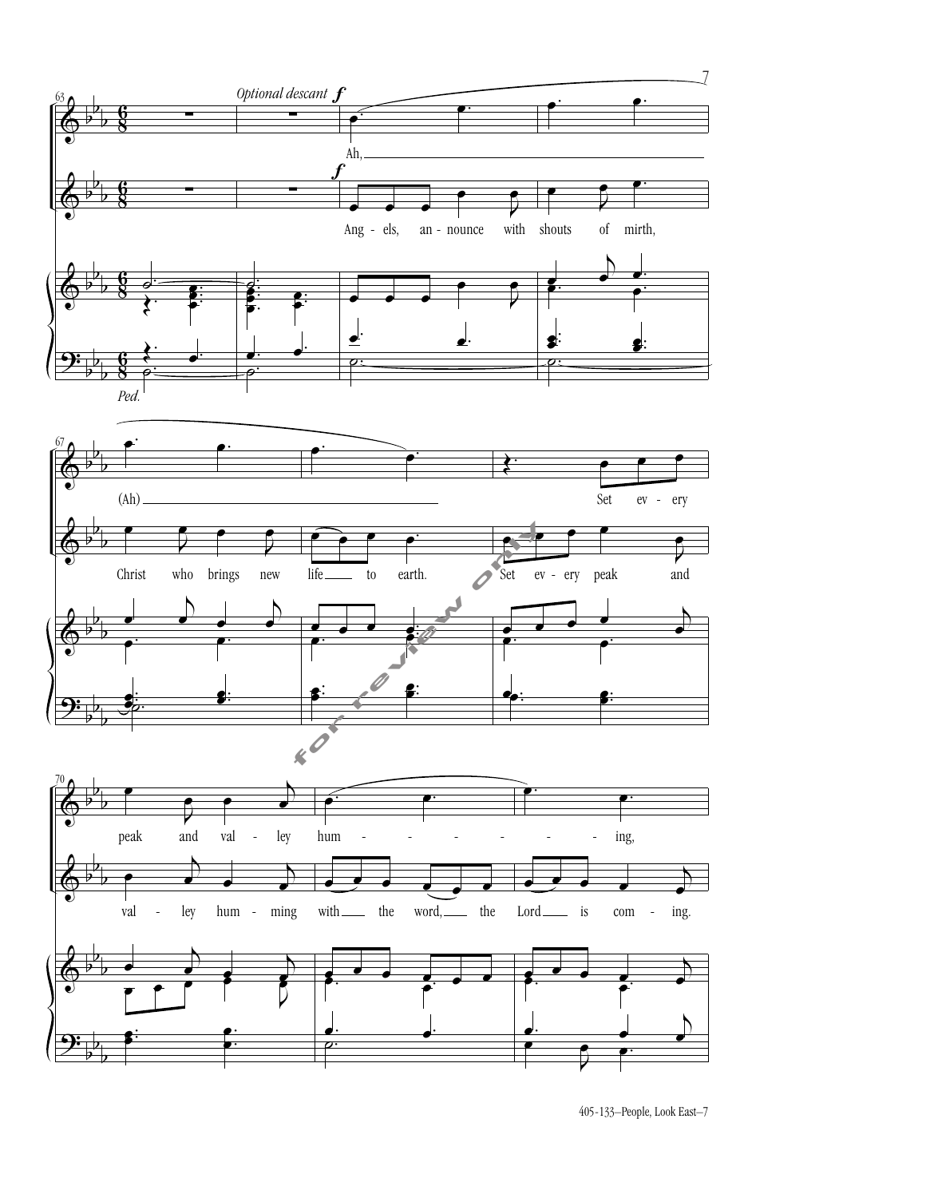*Optional descant* **f**

Ah, (Ah) Set ev - ery peak and val - ley hum - ing,

**f**

Ang - els, an - nounce with shouts of mirth, Christ who brings new life to earth. Set ev - ery peak and val - ley hum - ming with the word, the Lord is com - ing.

*Ped.*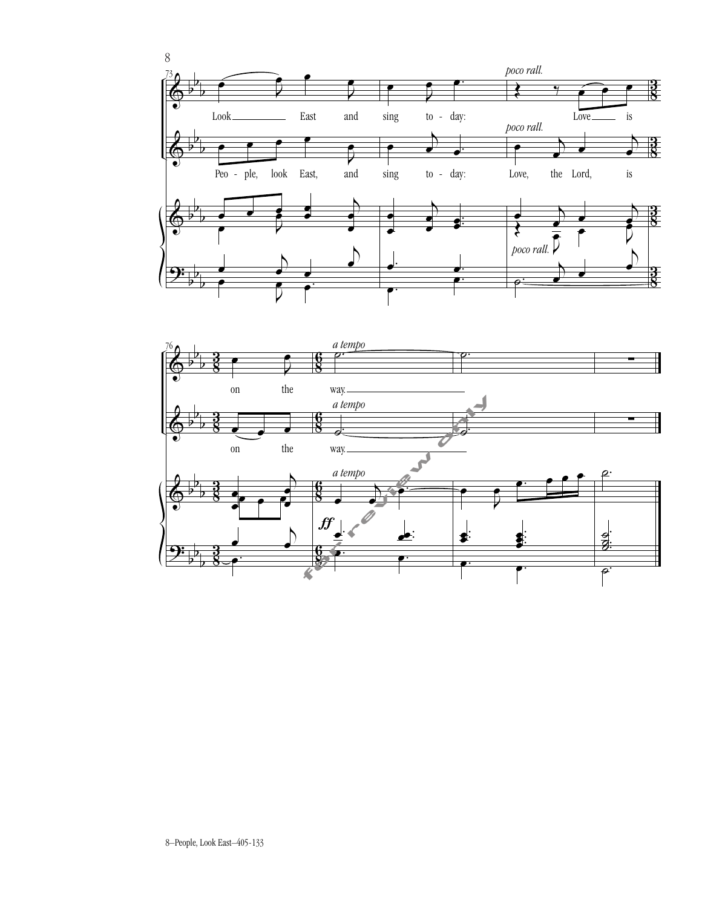*poco rall.*

Look East and sing to - day: Love is

*poco rall.*

Peo - ple, look East, and sing to - day: Love, the Lord, is

*poco rall.*

*a tempo*

on the way.

*a tempo*

on the way.

*a tempo*

*ff*

for review only